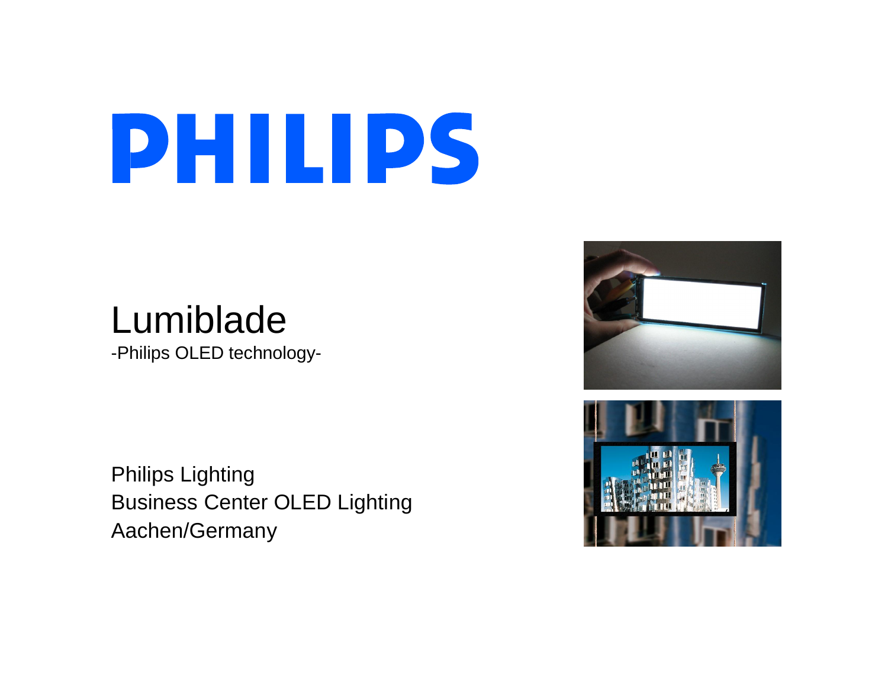# PHILIPS

## Lumiblade

-Philips OLED technology-

Philips Lighting
Business Center OLED Lighting
Aachen/Germany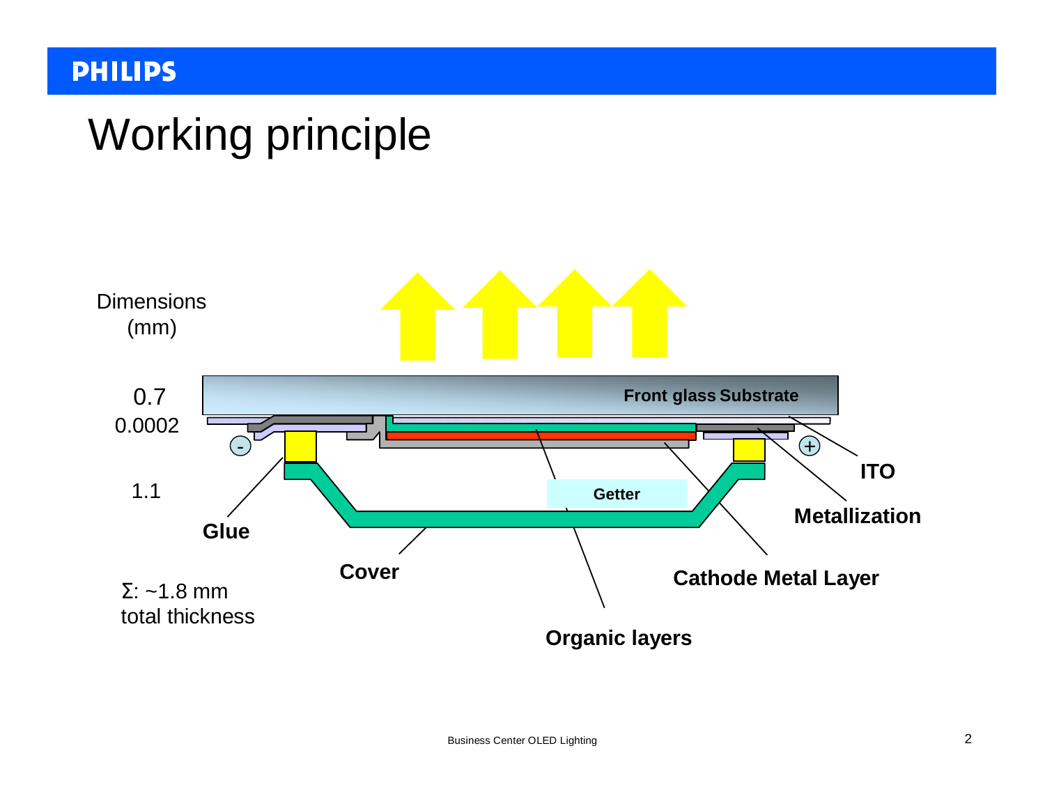# Working principle

Dimensions (mm)

0.7

0.0002

1.1

Front glass Substrate

Getter

ITO

Metallization

Glue

Cover

Cathode Metal Layer

Organic layers

Σ: ~1.8 mm total thickness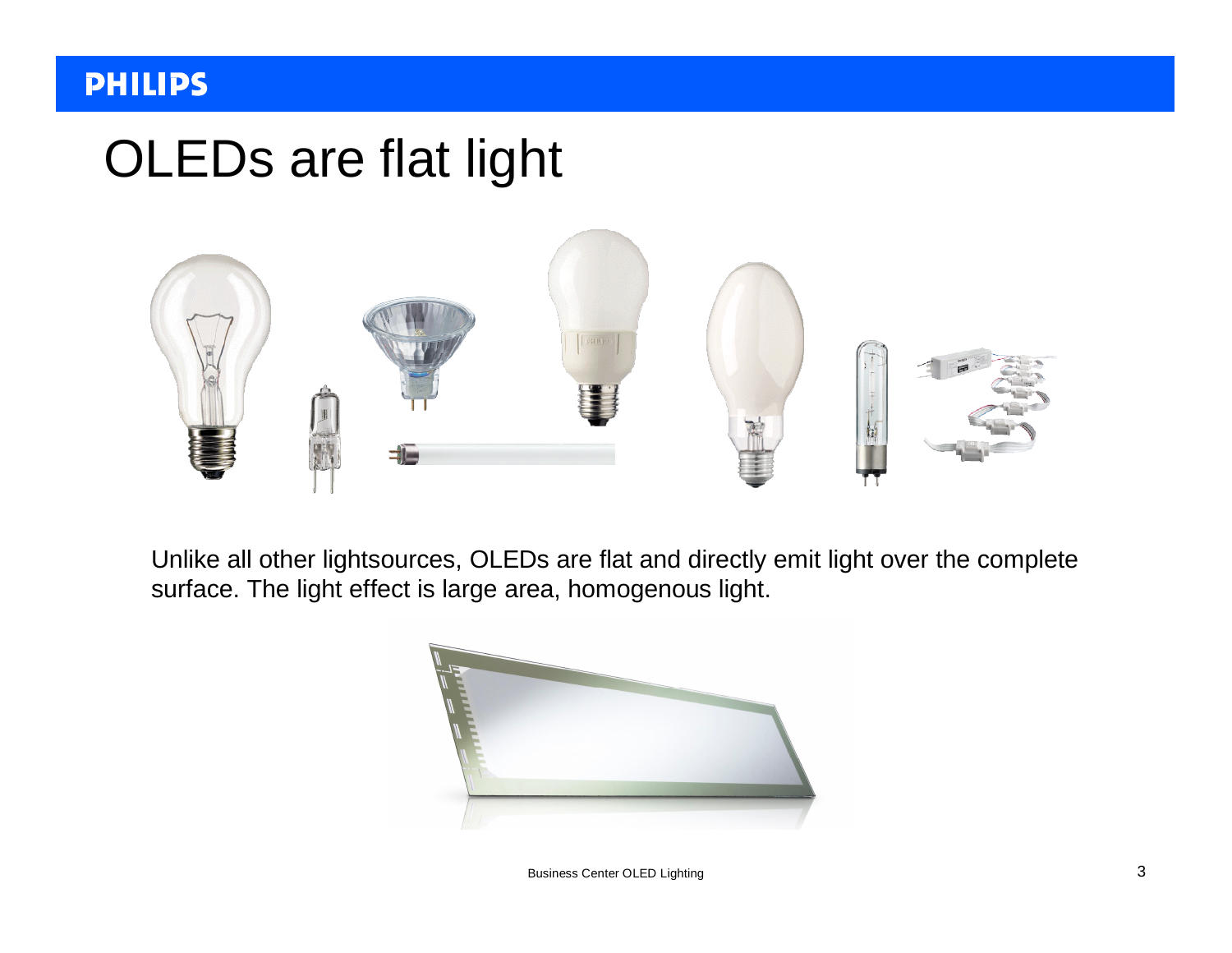# OLEDs are flat light

Unlike all other lightsources, OLEDs are flat and directly emit light over the complete surface. The light effect is large area, homogenous light.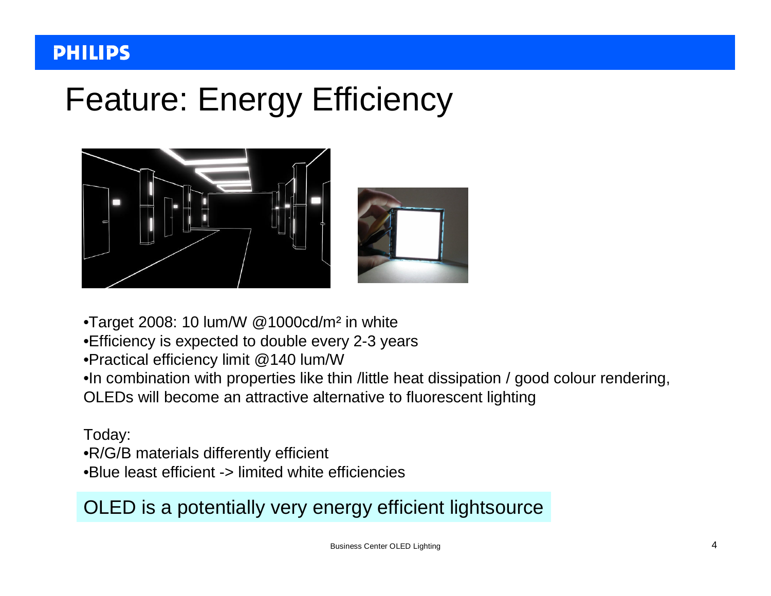# Feature: Energy Efficiency

- Target 2008: 10 lum/W @1000cd/m² in white
- Efficiency is expected to double every 2-3 years
- Practical efficiency limit @140 lum/W
- In combination with properties like thin /little heat dissipation / good colour rendering, OLEDs will become an attractive alternative to fluorescent lighting

Today:

- R/G/B materials differently efficient
- Blue least efficient -> limited white efficiencies

OLED is a potentially very energy efficient lightsource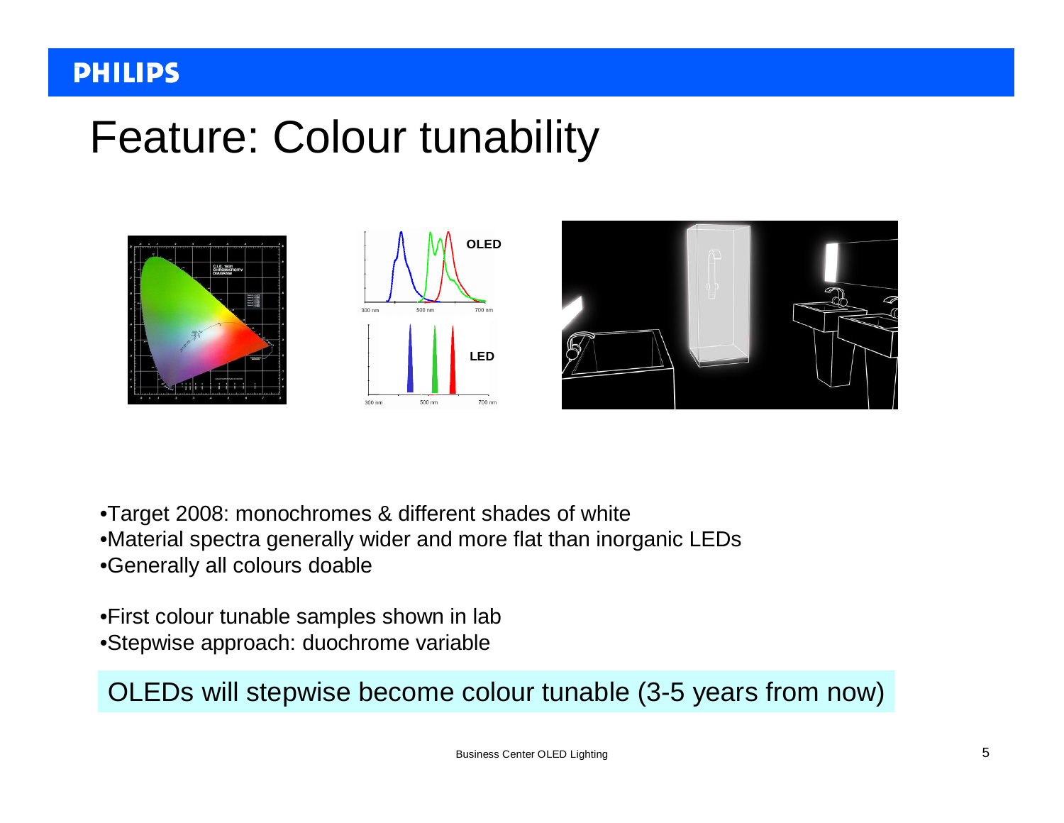# Feature: Colour tunability

- Target 2008: monochromes & different shades of white
- Material spectra generally wider and more flat than inorganic LEDs
- Generally all colours doable

- First colour tunable samples shown in lab
- Stepwise approach: duochrome variable

OLEDs will stepwise become colour tunable (3-5 years from now)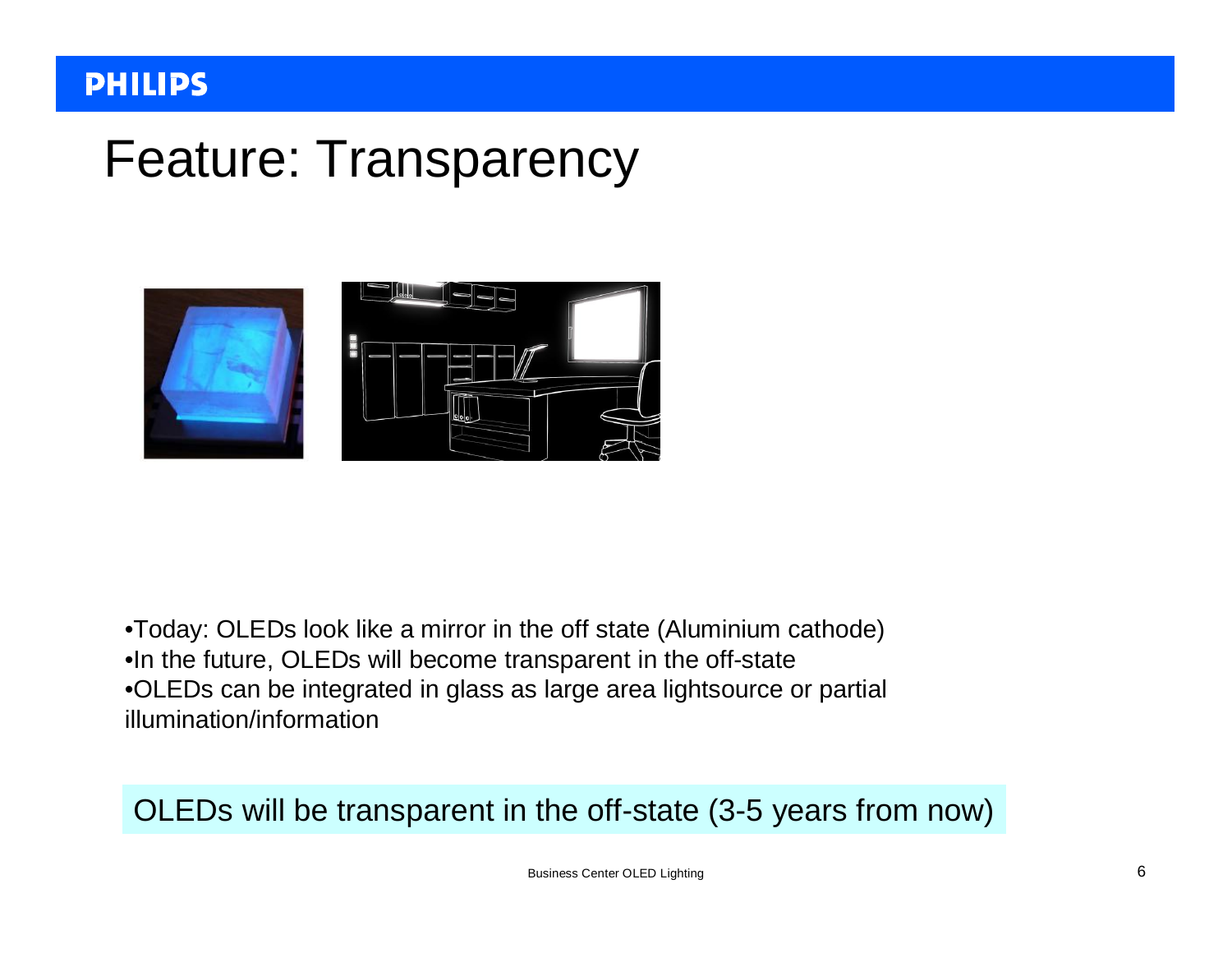# Feature: Transparency

- Today: OLEDs look like a mirror in the off state (Aluminium cathode)
- In the future, OLEDs will become transparent in the off-state
- OLEDs can be integrated in glass as large area lightsource or partial illumination/information

OLEDs will be transparent in the off-state (3-5 years from now)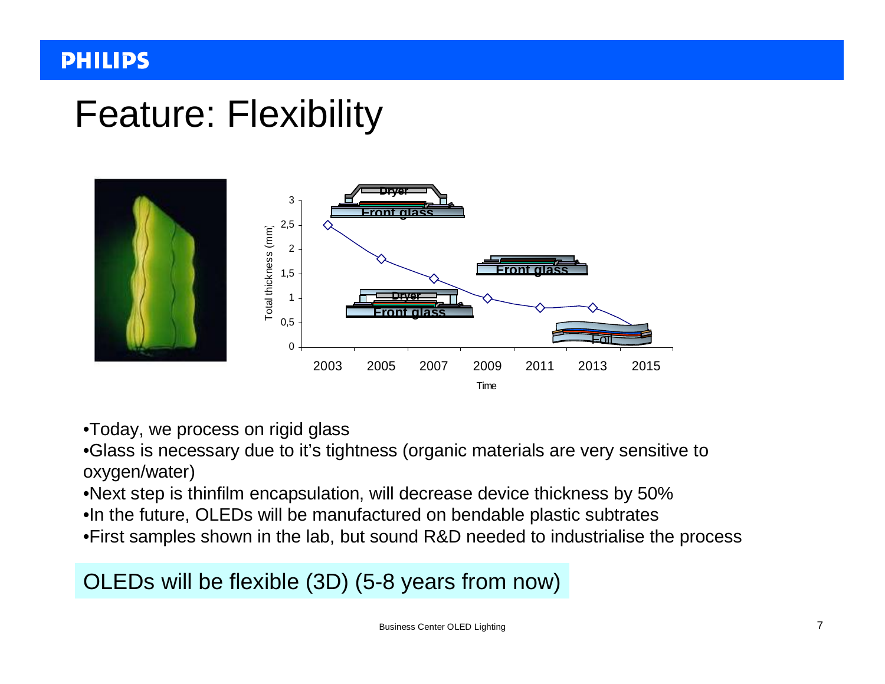# Feature: Flexibility

- Today, we process on rigid glass
- Glass is necessary due to it's tightness (organic materials are very sensitive to oxygen/water)
- Next step is thinfilm encapsulation, will decrease device thickness by 50%
- In the future, OLEDs will be manufactured on bendable plastic subtrates
- First samples shown in the lab, but sound R&D needed to industrialise the process

OLEDs will be flexible (3D) (5-8 years from now)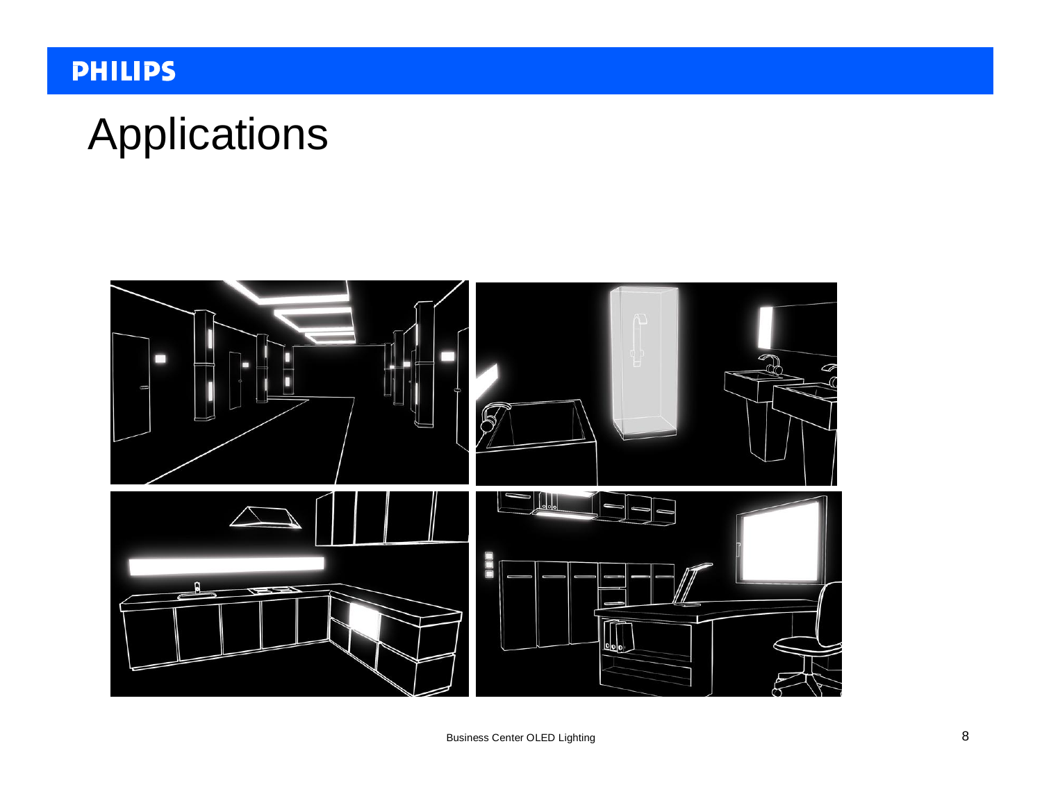# Applications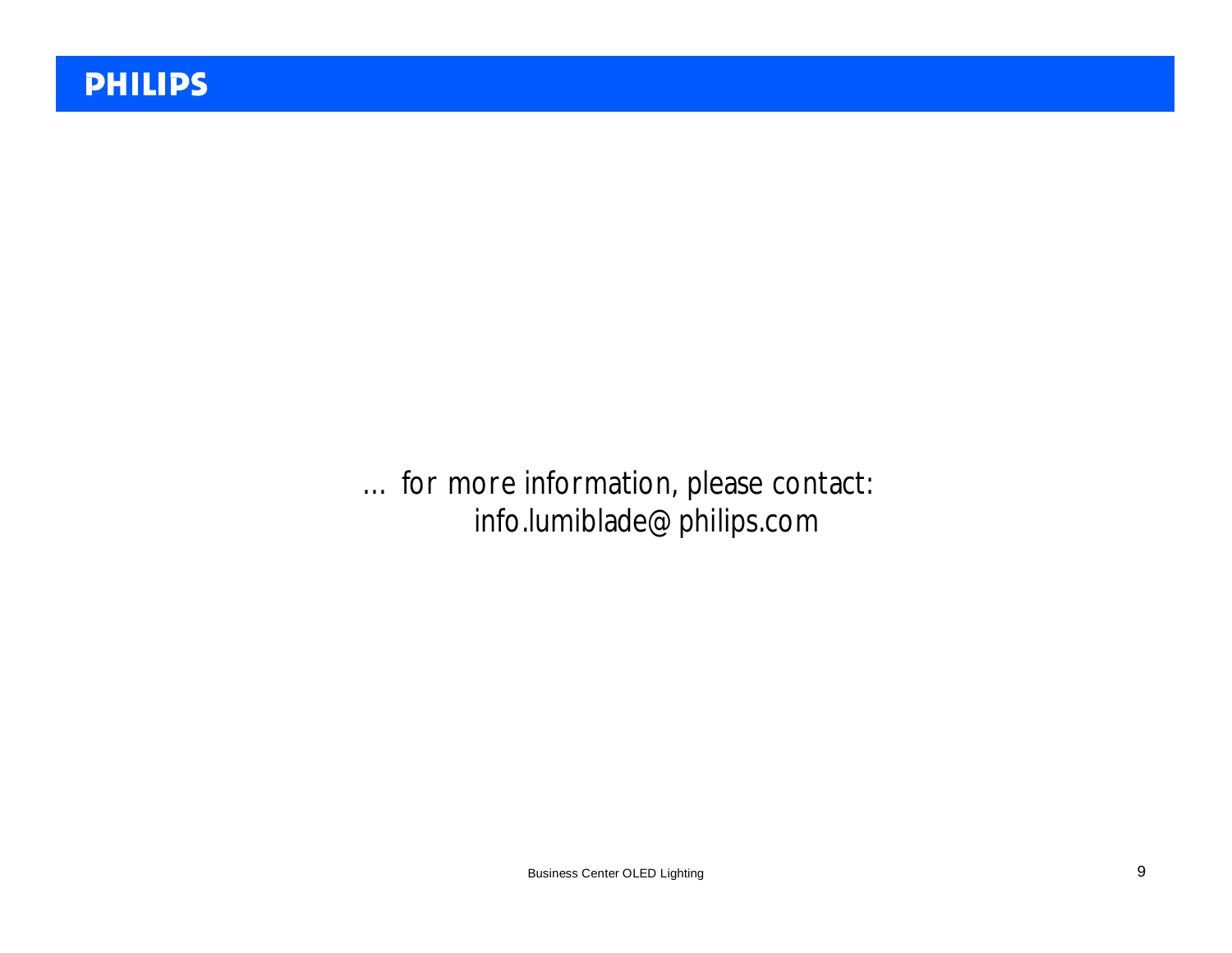… for more information, please contact:
info.lumiblade@philips.com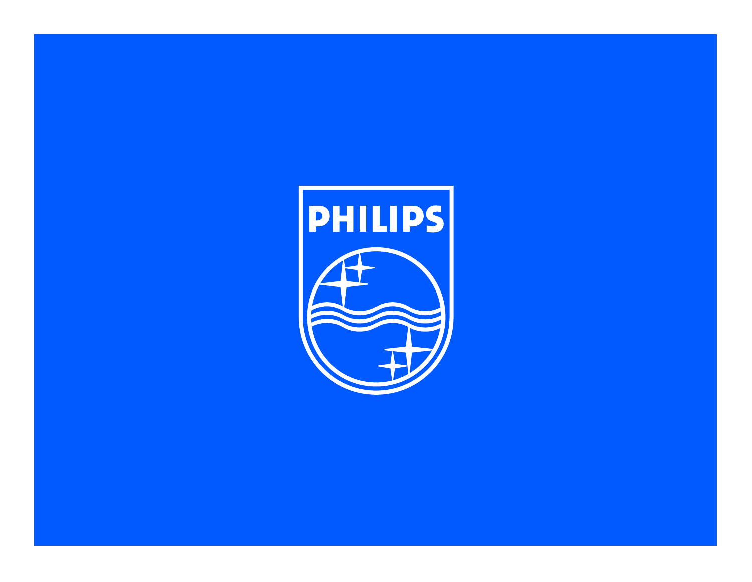PHILIPS